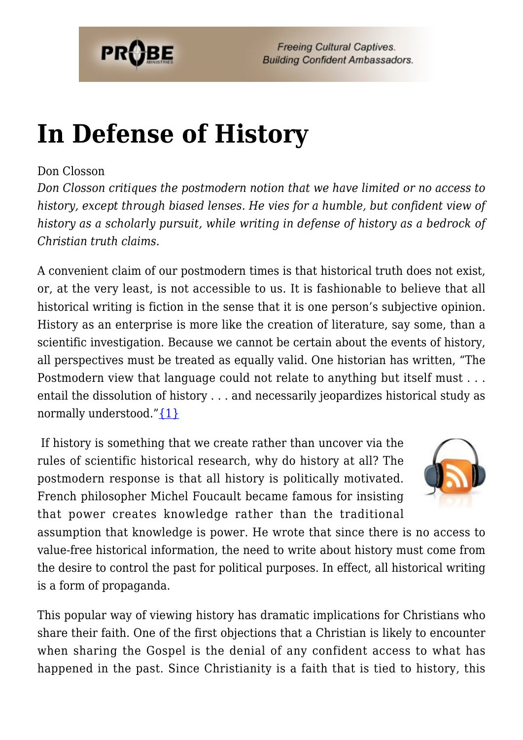# In Defense of History

Don Closson

*Don Closson critiques the postmodern notion that we have limited or no access to history, except through biased lenses. He vies for a humble, but confident view of history as a scholarly pursuit, while writing in defense of history as a bedrock of Christian truth claims.*

A convenient claim of our postmodern times is that historical truth does not exist, or, at the very least, is not accessible to us. It is fashionable to believe that all historical writing is fiction in the sense that it is one person's subjective opinion. History as an enterprise is more like the creation of literature, say some, than a scientific investigation. Because we cannot be certain about the events of history, all perspectives must be treated as equally valid. One historian has written, "The Postmodern view that language could not relate to anything but itself must . . . entail the dissolution of history . . . and necessarily jeopardizes historical study as normally understood."{1}

If history is something that we create rather than uncover via the rules of scientific historical research, why do history at all? The postmodern response is that all history is politically motivated. French philosopher Michel Foucault became famous for insisting that power creates knowledge rather than the traditional assumption that knowledge is power. He wrote that since there is no access to value-free historical information, the need to write about history must come from the desire to control the past for political purposes. In effect, all historical writing is a form of propaganda.

This popular way of viewing history has dramatic implications for Christians who share their faith. One of the first objections that a Christian is likely to encounter when sharing the Gospel is the denial of any confident access to what has happened in the past. Since Christianity is a faith that is tied to history, this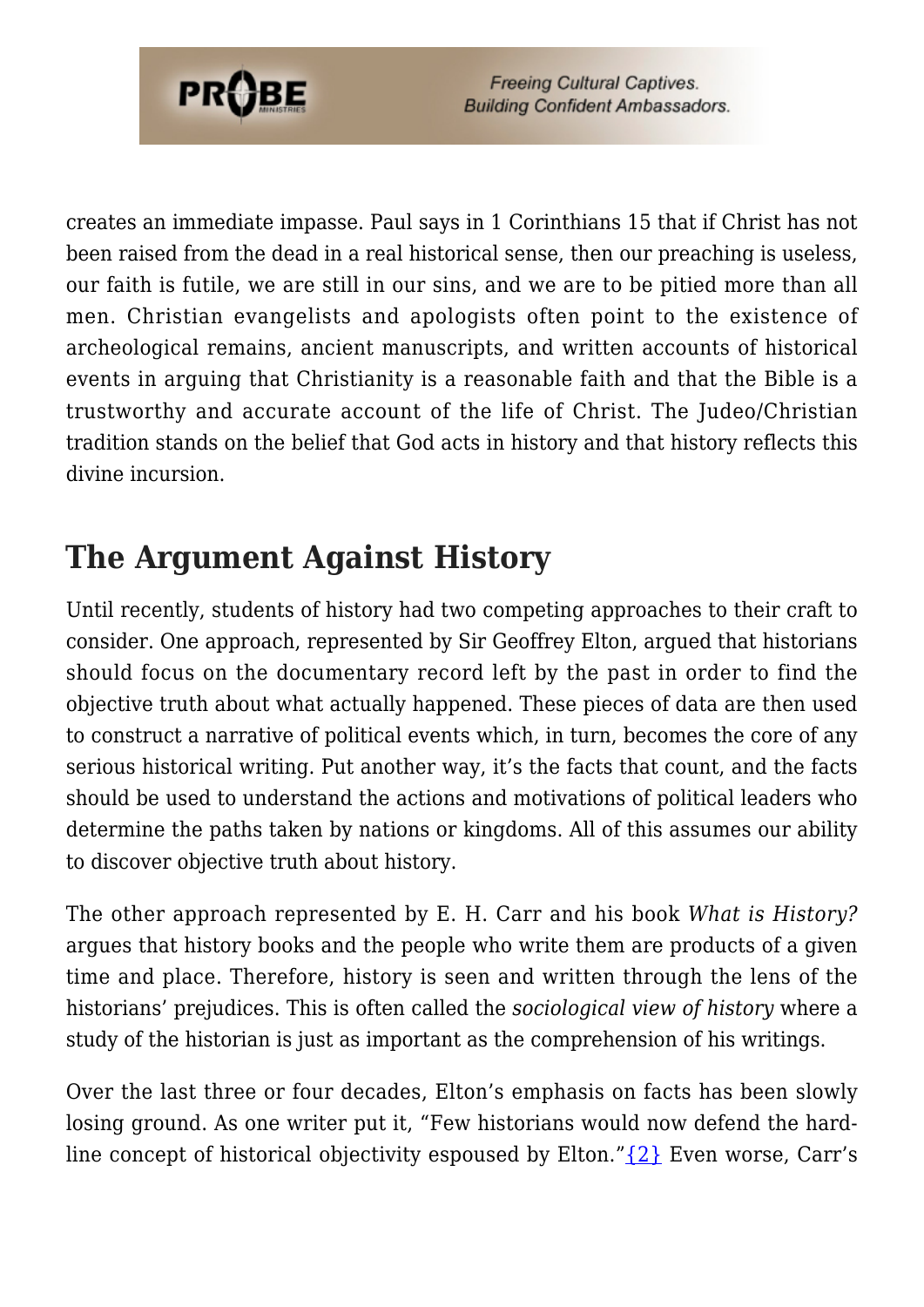creates an immediate impasse. Paul says in 1 Corinthians 15 that if Christ has not been raised from the dead in a real historical sense, then our preaching is useless, our faith is futile, we are still in our sins, and we are to be pitied more than all men. Christian evangelists and apologists often point to the existence of archeological remains, ancient manuscripts, and written accounts of historical events in arguing that Christianity is a reasonable faith and that the Bible is a trustworthy and accurate account of the life of Christ. The Judeo/Christian tradition stands on the belief that God acts in history and that history reflects this divine incursion.

## The Argument Against History

Until recently, students of history had two competing approaches to their craft to consider. One approach, represented by Sir Geoffrey Elton, argued that historians should focus on the documentary record left by the past in order to find the objective truth about what actually happened. These pieces of data are then used to construct a narrative of political events which, in turn, becomes the core of any serious historical writing. Put another way, it's the facts that count, and the facts should be used to understand the actions and motivations of political leaders who determine the paths taken by nations or kingdoms. All of this assumes our ability to discover objective truth about history.

The other approach represented by E. H. Carr and his book *What is History?* argues that history books and the people who write them are products of a given time and place. Therefore, history is seen and written through the lens of the historians' prejudices. This is often called the *sociological view of history* where a study of the historian is just as important as the comprehension of his writings.

Over the last three or four decades, Elton's emphasis on facts has been slowly losing ground. As one writer put it, "Few historians would now defend the hard-line concept of historical objectivity espoused by Elton."{2} Even worse, Carr's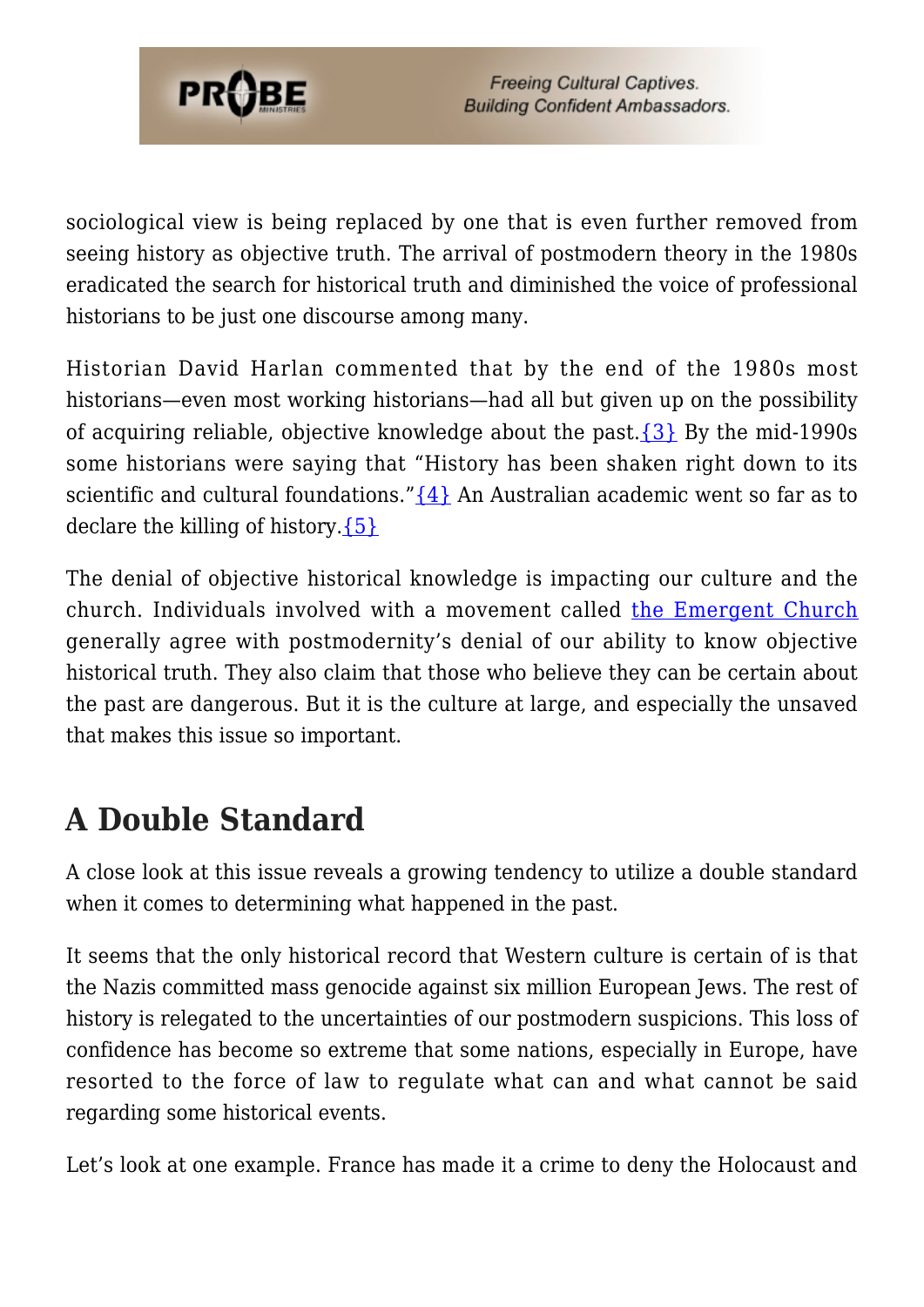sociological view is being replaced by one that is even further removed from seeing history as objective truth. The arrival of postmodern theory in the 1980s eradicated the search for historical truth and diminished the voice of professional historians to be just one discourse among many.

Historian David Harlan commented that by the end of the 1980s most historians—even most working historians—had all but given up on the possibility of acquiring reliable, objective knowledge about the past.{3} By the mid-1990s some historians were saying that "History has been shaken right down to its scientific and cultural foundations."{4} An Australian academic went so far as to declare the killing of history.{5}

The denial of objective historical knowledge is impacting our culture and the church. Individuals involved with a movement called the Emergent Church generally agree with postmodernity's denial of our ability to know objective historical truth. They also claim that those who believe they can be certain about the past are dangerous. But it is the culture at large, and especially the unsaved that makes this issue so important.

## A Double Standard

A close look at this issue reveals a growing tendency to utilize a double standard when it comes to determining what happened in the past.

It seems that the only historical record that Western culture is certain of is that the Nazis committed mass genocide against six million European Jews. The rest of history is relegated to the uncertainties of our postmodern suspicions. This loss of confidence has become so extreme that some nations, especially in Europe, have resorted to the force of law to regulate what can and what cannot be said regarding some historical events.

Let's look at one example. France has made it a crime to deny the Holocaust and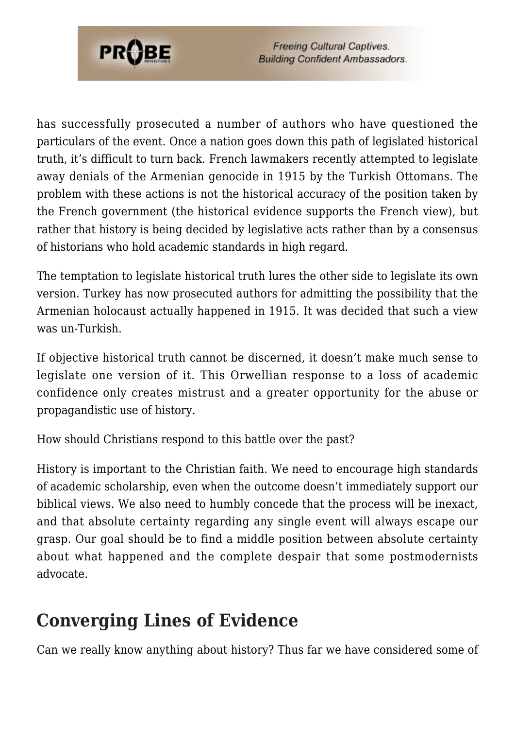has successfully prosecuted a number of authors who have questioned the particulars of the event. Once a nation goes down this path of legislated historical truth, it's difficult to turn back. French lawmakers recently attempted to legislate away denials of the Armenian genocide in 1915 by the Turkish Ottomans. The problem with these actions is not the historical accuracy of the position taken by the French government (the historical evidence supports the French view), but rather that history is being decided by legislative acts rather than by a consensus of historians who hold academic standards in high regard.

The temptation to legislate historical truth lures the other side to legislate its own version. Turkey has now prosecuted authors for admitting the possibility that the Armenian holocaust actually happened in 1915. It was decided that such a view was un-Turkish.

If objective historical truth cannot be discerned, it doesn't make much sense to legislate one version of it. This Orwellian response to a loss of academic confidence only creates mistrust and a greater opportunity for the abuse or propagandistic use of history.

How should Christians respond to this battle over the past?

History is important to the Christian faith. We need to encourage high standards of academic scholarship, even when the outcome doesn't immediately support our biblical views. We also need to humbly concede that the process will be inexact, and that absolute certainty regarding any single event will always escape our grasp. Our goal should be to find a middle position between absolute certainty about what happened and the complete despair that some postmodernists advocate.

## Converging Lines of Evidence

Can we really know anything about history? Thus far we have considered some of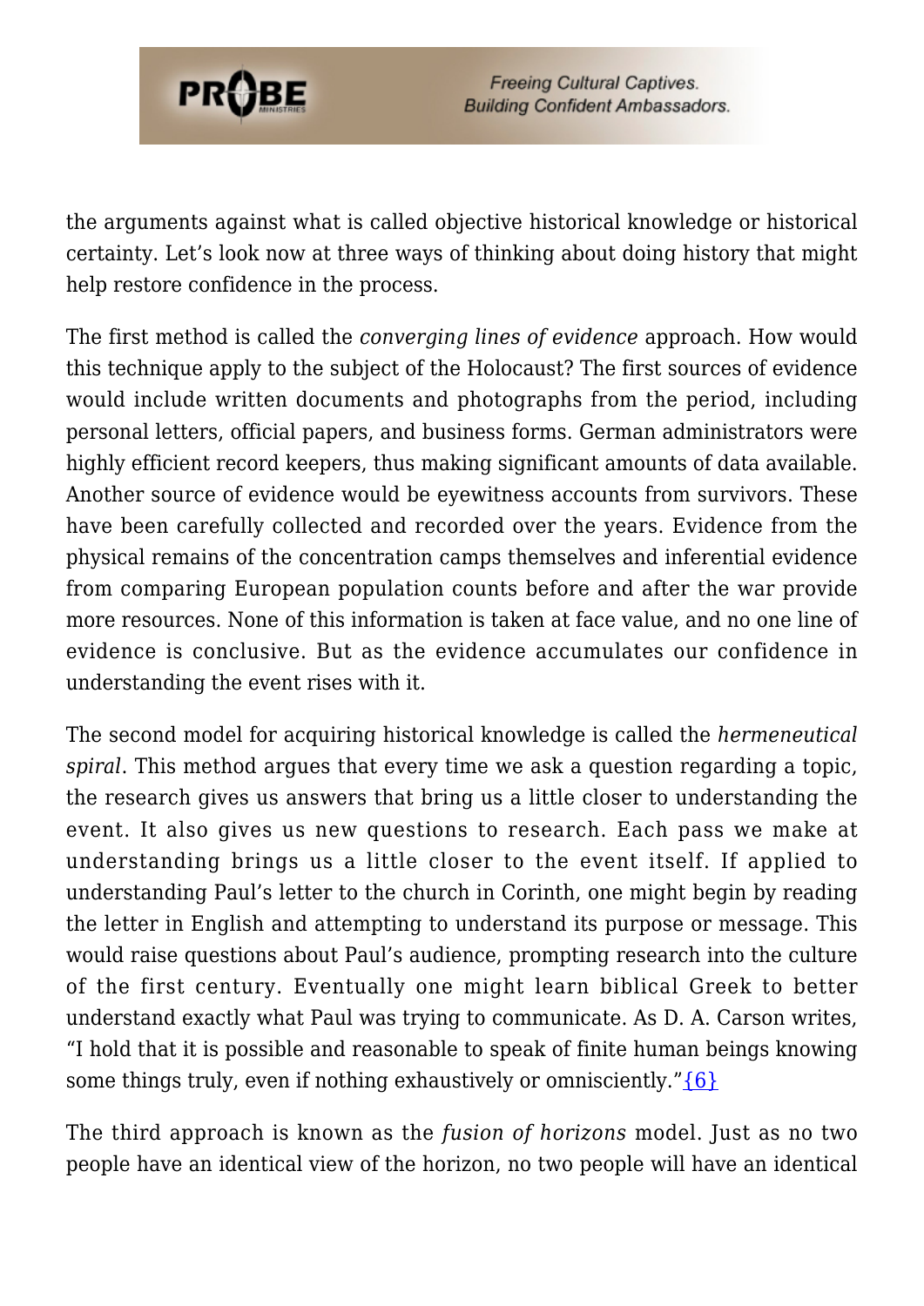the arguments against what is called objective historical knowledge or historical certainty. Let's look now at three ways of thinking about doing history that might help restore confidence in the process.

The first method is called the *converging lines of evidence* approach. How would this technique apply to the subject of the Holocaust? The first sources of evidence would include written documents and photographs from the period, including personal letters, official papers, and business forms. German administrators were highly efficient record keepers, thus making significant amounts of data available. Another source of evidence would be eyewitness accounts from survivors. These have been carefully collected and recorded over the years. Evidence from the physical remains of the concentration camps themselves and inferential evidence from comparing European population counts before and after the war provide more resources. None of this information is taken at face value, and no one line of evidence is conclusive. But as the evidence accumulates our confidence in understanding the event rises with it.

The second model for acquiring historical knowledge is called the *hermeneutical spiral*. This method argues that every time we ask a question regarding a topic, the research gives us answers that bring us a little closer to understanding the event. It also gives us new questions to research. Each pass we make at understanding brings us a little closer to the event itself. If applied to understanding Paul's letter to the church in Corinth, one might begin by reading the letter in English and attempting to understand its purpose or message. This would raise questions about Paul's audience, prompting research into the culture of the first century. Eventually one might learn biblical Greek to better understand exactly what Paul was trying to communicate. As D. A. Carson writes, "I hold that it is possible and reasonable to speak of finite human beings knowing some things truly, even if nothing exhaustively or omnisciently."{6}

The third approach is known as the *fusion of horizons* model. Just as no two people have an identical view of the horizon, no two people will have an identical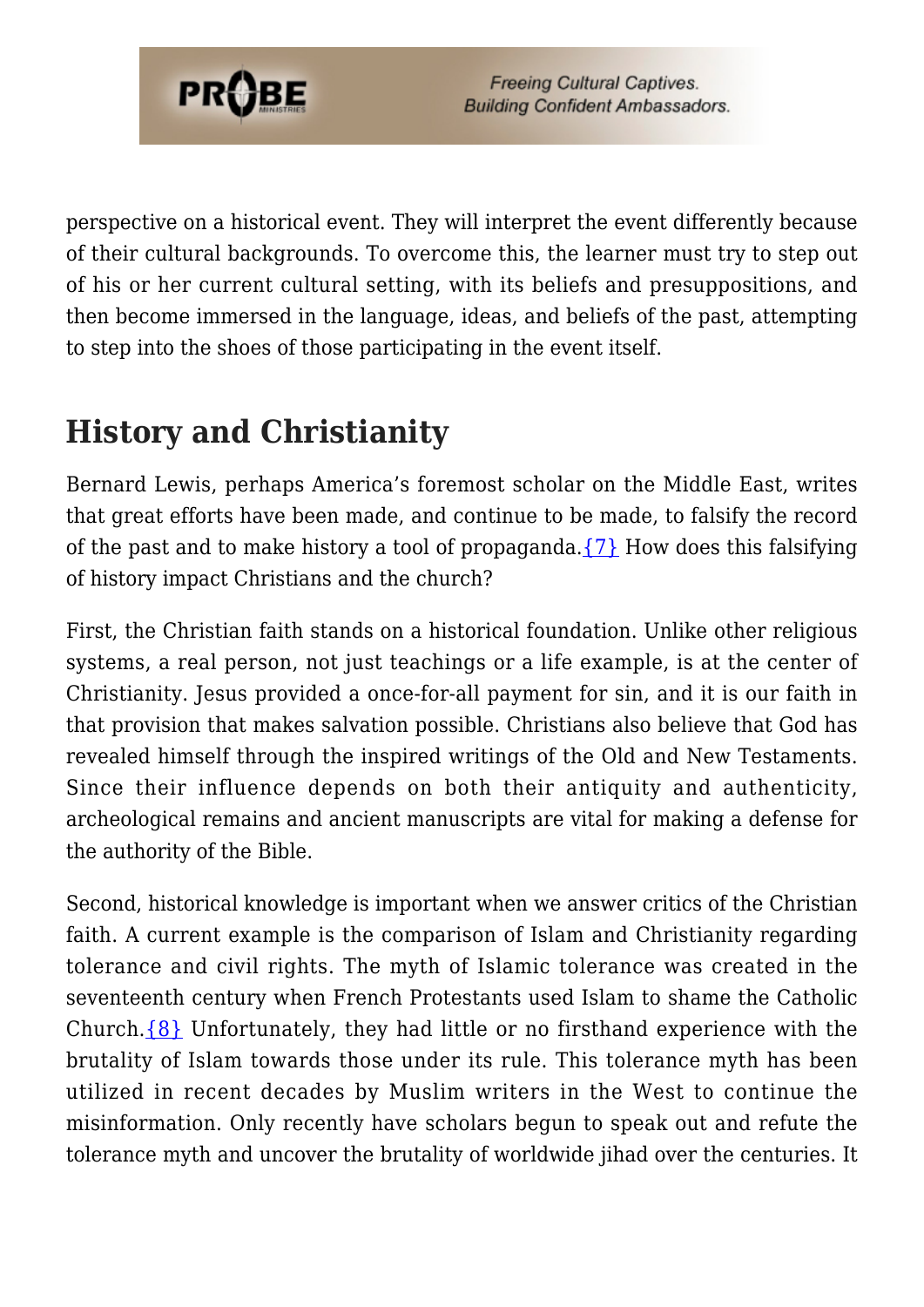perspective on a historical event. They will interpret the event differently because of their cultural backgrounds. To overcome this, the learner must try to step out of his or her current cultural setting, with its beliefs and presuppositions, and then become immersed in the language, ideas, and beliefs of the past, attempting to step into the shoes of those participating in the event itself.

## History and Christianity

Bernard Lewis, perhaps America's foremost scholar on the Middle East, writes that great efforts have been made, and continue to be made, to falsify the record of the past and to make history a tool of propaganda.{7} How does this falsifying of history impact Christians and the church?

First, the Christian faith stands on a historical foundation. Unlike other religious systems, a real person, not just teachings or a life example, is at the center of Christianity. Jesus provided a once-for-all payment for sin, and it is our faith in that provision that makes salvation possible. Christians also believe that God has revealed himself through the inspired writings of the Old and New Testaments. Since their influence depends on both their antiquity and authenticity, archeological remains and ancient manuscripts are vital for making a defense for the authority of the Bible.

Second, historical knowledge is important when we answer critics of the Christian faith. A current example is the comparison of Islam and Christianity regarding tolerance and civil rights. The myth of Islamic tolerance was created in the seventeenth century when French Protestants used Islam to shame the Catholic Church.{8} Unfortunately, they had little or no firsthand experience with the brutality of Islam towards those under its rule. This tolerance myth has been utilized in recent decades by Muslim writers in the West to continue the misinformation. Only recently have scholars begun to speak out and refute the tolerance myth and uncover the brutality of worldwide jihad over the centuries. It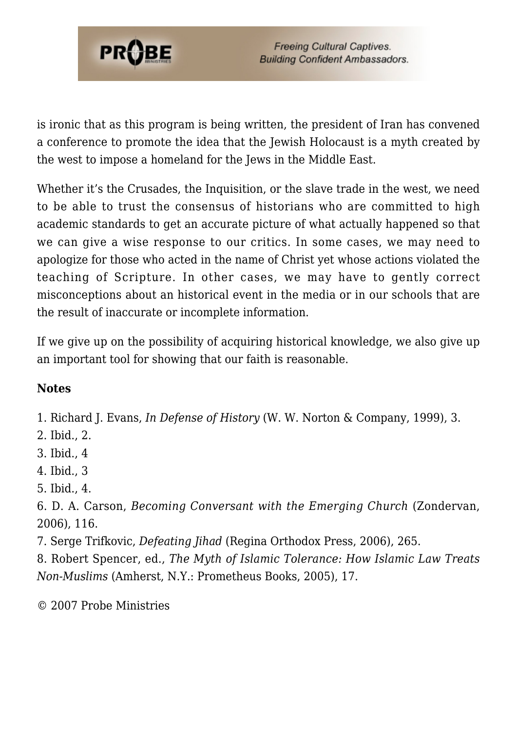is ironic that as this program is being written, the president of Iran has convened a conference to promote the idea that the Jewish Holocaust is a myth created by the west to impose a homeland for the Jews in the Middle East.

Whether it's the Crusades, the Inquisition, or the slave trade in the west, we need to be able to trust the consensus of historians who are committed to high academic standards to get an accurate picture of what actually happened so that we can give a wise response to our critics. In some cases, we may need to apologize for those who acted in the name of Christ yet whose actions violated the teaching of Scripture. In other cases, we may have to gently correct misconceptions about an historical event in the media or in our schools that are the result of inaccurate or incomplete information.

If we give up on the possibility of acquiring historical knowledge, we also give up an important tool for showing that our faith is reasonable.

**Notes**

1. Richard J. Evans, *In Defense of History* (W. W. Norton & Company, 1999), 3.
2. Ibid., 2.
3. Ibid., 4
4. Ibid., 3
5. Ibid., 4.
6. D. A. Carson, *Becoming Conversant with the Emerging Church* (Zondervan, 2006), 116.
7. Serge Trifkovic, *Defeating Jihad* (Regina Orthodox Press, 2006), 265.
8. Robert Spencer, ed., *The Myth of Islamic Tolerance: How Islamic Law Treats Non-Muslims* (Amherst, N.Y.: Prometheus Books, 2005), 17.

© 2007 Probe Ministries